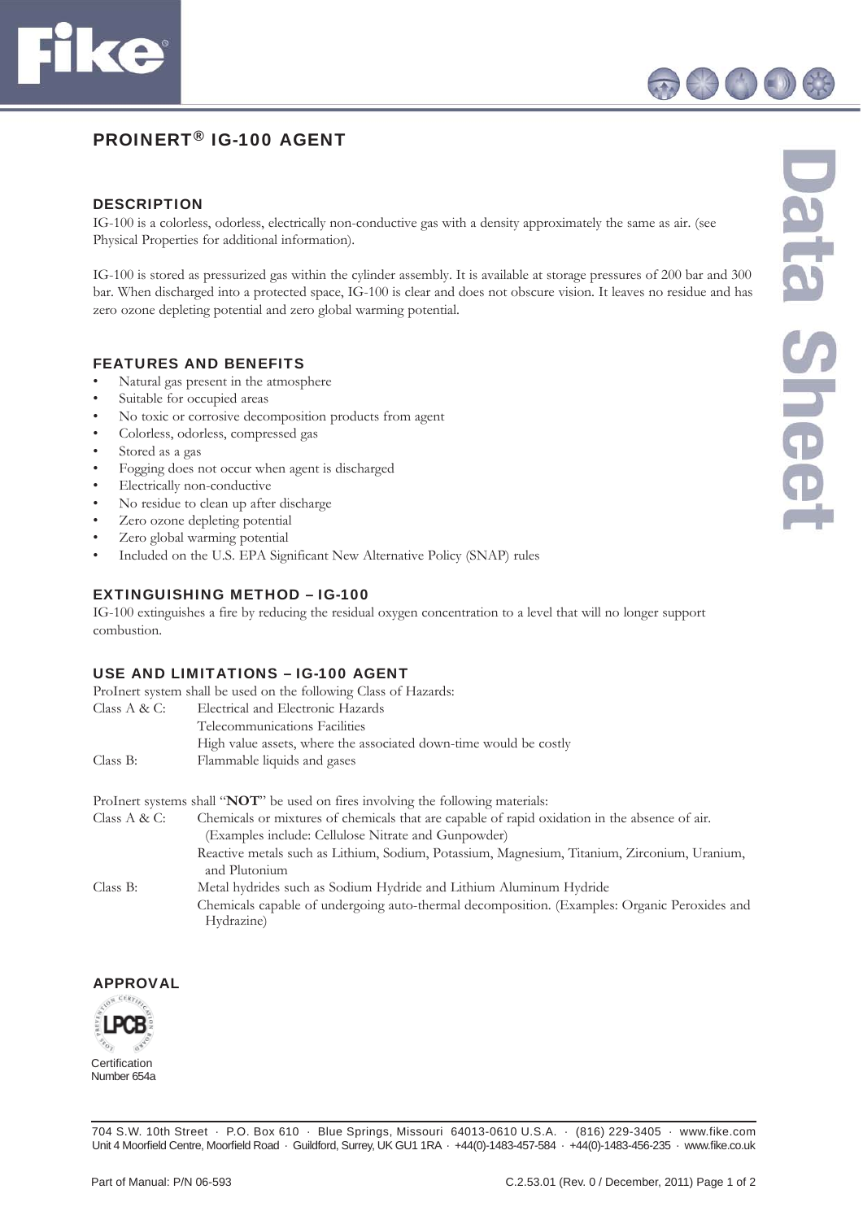# PROINERT® IG-100 AGENT

## DESCRIPTION

IG-100 is a colorless, odorless, electrically non-conductive gas with a density approximately the same as air. (see Physical Properties for additional information).

IG-100 is stored as pressurized gas within the cylinder assembly. It is available at storage pressures of 200 bar and 300 bar. When discharged into a protected space, IG-100 is clear and does not obscure vision. It leaves no residue and has zero ozone depleting potential and zero global warming potential.

## FEATURES AND BENEFITS

- Natural gas present in the atmosphere
- Suitable for occupied areas
- No toxic or corrosive decomposition products from agent
- Colorless, odorless, compressed gas
- Stored as a gas
- Fogging does not occur when agent is discharged
- Electrically non-conductive
- No residue to clean up after discharge
- Zero ozone depleting potential
- Zero global warming potential
- Included on the U.S. EPA Significant New Alternative Policy (SNAP) rules

## EXTINGUISHING METHOD – IG-100

IG-100 extinguishes a fire by reducing the residual oxygen concentration to a level that will no longer support combustion.

## USE AND LIMITATIONS – IG-100 AGENT

ProInert system shall be used on the following Class of Hazards:

| | |
|---|---|
| Class A & C: | Electrical and Electronic Hazards |
| | Telecommunications Facilities |
| | High value assets, where the associated down-time would be costly |
| Class B: | Flammable liquids and gases |

ProInert systems shall "**NOT**" be used on fires involving the following materials:

| | |
|---|---|
| Class A & C: | Chemicals or mixtures of chemicals that are capable of rapid oxidation in the absence of air. (Examples include: Cellulose Nitrate and Gunpowder) |
| | Reactive metals such as Lithium, Sodium, Potassium, Magnesium, Titanium, Zirconium, Uranium, and Plutonium |
| Class B: | Metal hydrides such as Sodium Hydride and Lithium Aluminum Hydride |
| | Chemicals capable of undergoing auto-thermal decomposition. (Examples: Organic Peroxides and Hydrazine) |

## APPROVAL

LPCB

Certification Number 654a

704 S.W. 10th Street · P.O. Box 610 · Blue Springs, Missouri 64013-0610 U.S.A. · (816) 229-3405 · www.fike.com
Unit 4 Moorfield Centre, Moorfield Road · Guildford, Surrey, UK GU1 1RA · +44(0)-1483-457-584 · +44(0)-1483-456-235 · www.fike.co.uk

Part of Manual: P/N 06-593 C.2.53.01 (Rev. 0 / December, 2011)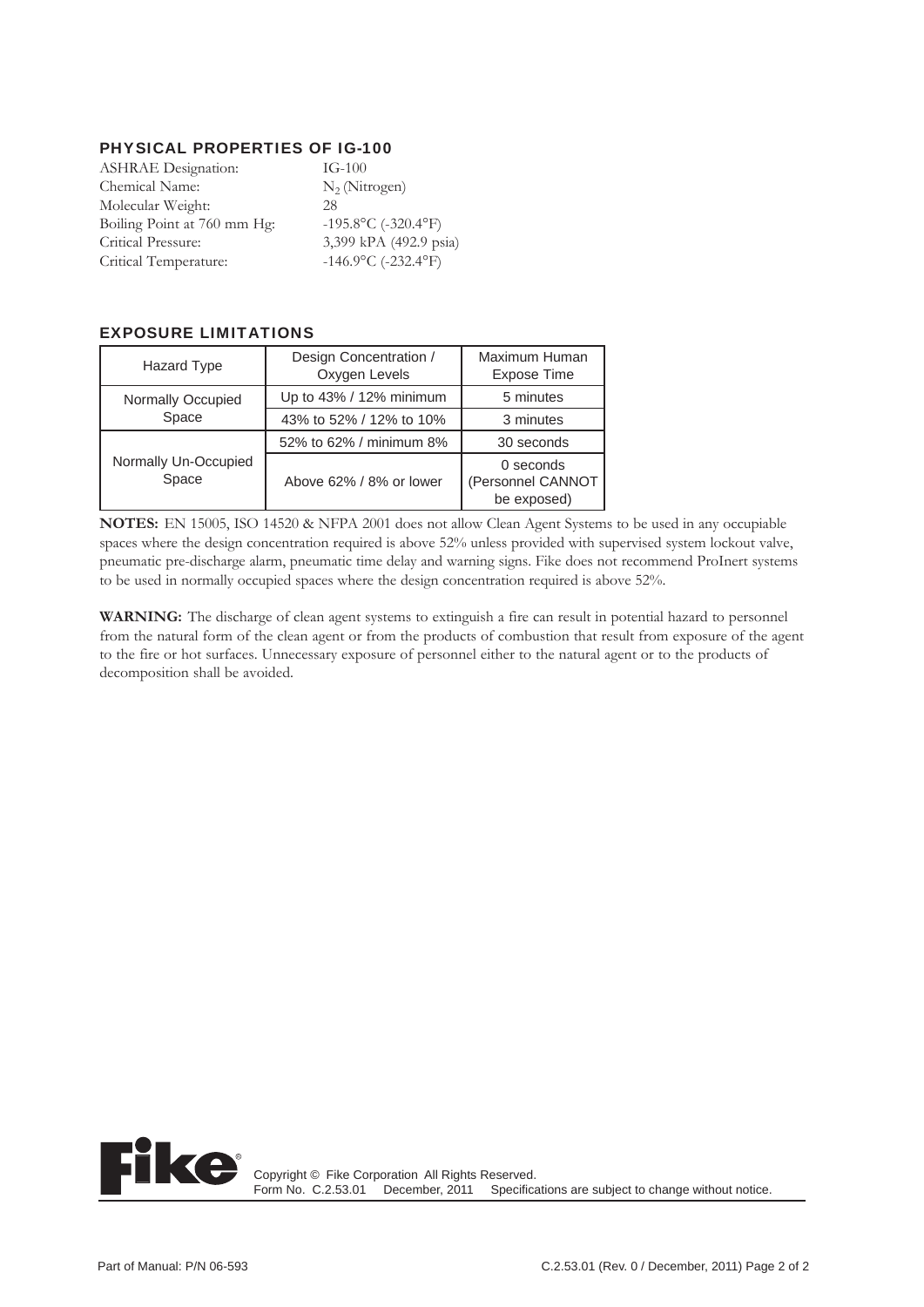## PHYSICAL PROPERTIES OF IG-100

| | |
|---|---|
| ASHRAE Designation: | IG-100 |
| Chemical Name: | $N_2$ (Nitrogen) |
| Molecular Weight: | 28 |
| Boiling Point at 760 mm Hg: | -195.8°C (-320.4°F) |
| Critical Pressure: | 3,399 kPA (492.9 psia) |
| Critical Temperature: | -146.9°C (-232.4°F) |

## EXPOSURE LIMITATIONS

| Hazard Type | Design Concentration / Oxygen Levels | Maximum Human Expose Time |
|---|---|---|
| Normally Occupied Space | Up to 43% / 12% minimum | 5 minutes |
| | 43% to 52% / 12% to 10% | 3 minutes |
| Normally Un-Occupied Space | 52% to 62% / minimum 8% | 30 seconds |
| | Above 62% / 8% or lower | 0 seconds (Personnel CANNOT be exposed) |

**NOTES:** EN 15005, ISO 14520 & NFPA 2001 does not allow Clean Agent Systems to be used in any occupiable spaces where the design concentration required is above 52% unless provided with supervised system lockout valve, pneumatic pre-discharge alarm, pneumatic time delay and warning signs. Fike does not recommend ProInert systems to be used in normally occupied spaces where the design concentration required is above 52%.

**WARNING:** The discharge of clean agent systems to extinguish a fire can result in potential hazard to personnel from the natural form of the clean agent or from the products of combustion that result from exposure of the agent to the fire or hot surfaces. Unnecessary exposure of personnel either to the natural agent or to the products of decomposition shall be avoided.

Copyright © Fike Corporation All Rights Reserved.
Form No. C.2.53.01 December, 2011 Specifications are subject to change without notice.

Part of Manual: P/N 06-593